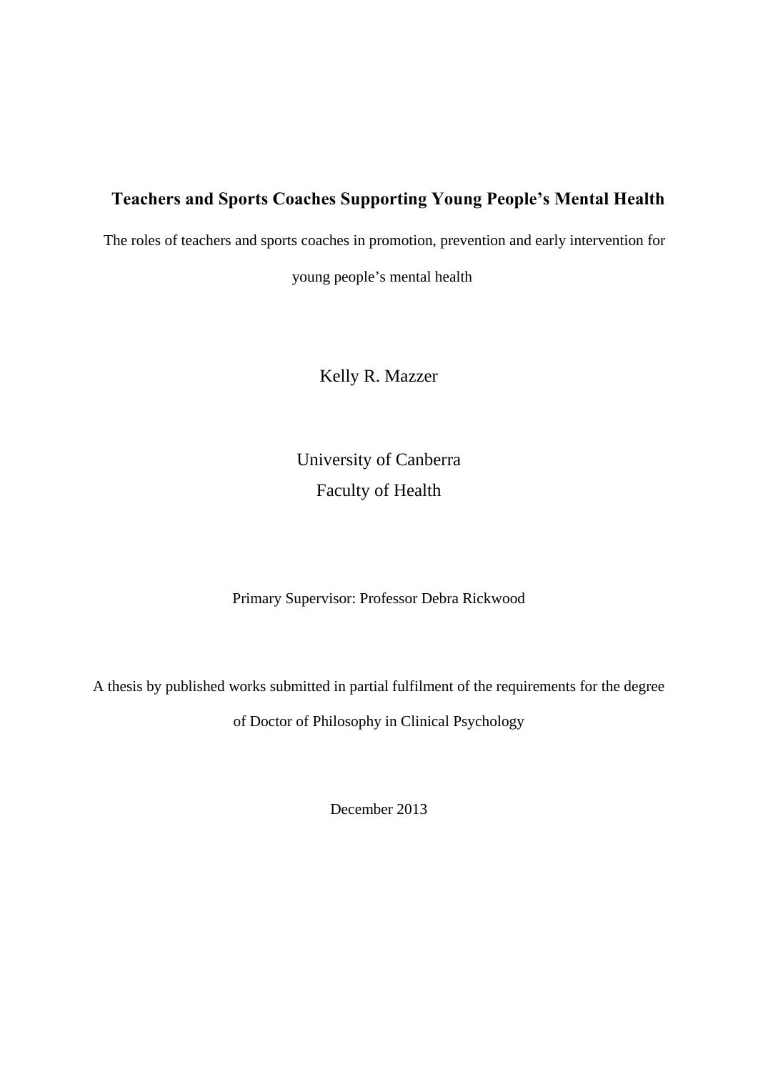# Teachers and Sports Coaches Supporting Young People's Mental Health

The roles of teachers and sports coaches in promotion, prevention and early intervention for young people's mental health

Kelly R. Mazzer

University of Canberra
Faculty of Health

Primary Supervisor: Professor Debra Rickwood

A thesis by published works submitted in partial fulfilment of the requirements for the degree of Doctor of Philosophy in Clinical Psychology

December 2013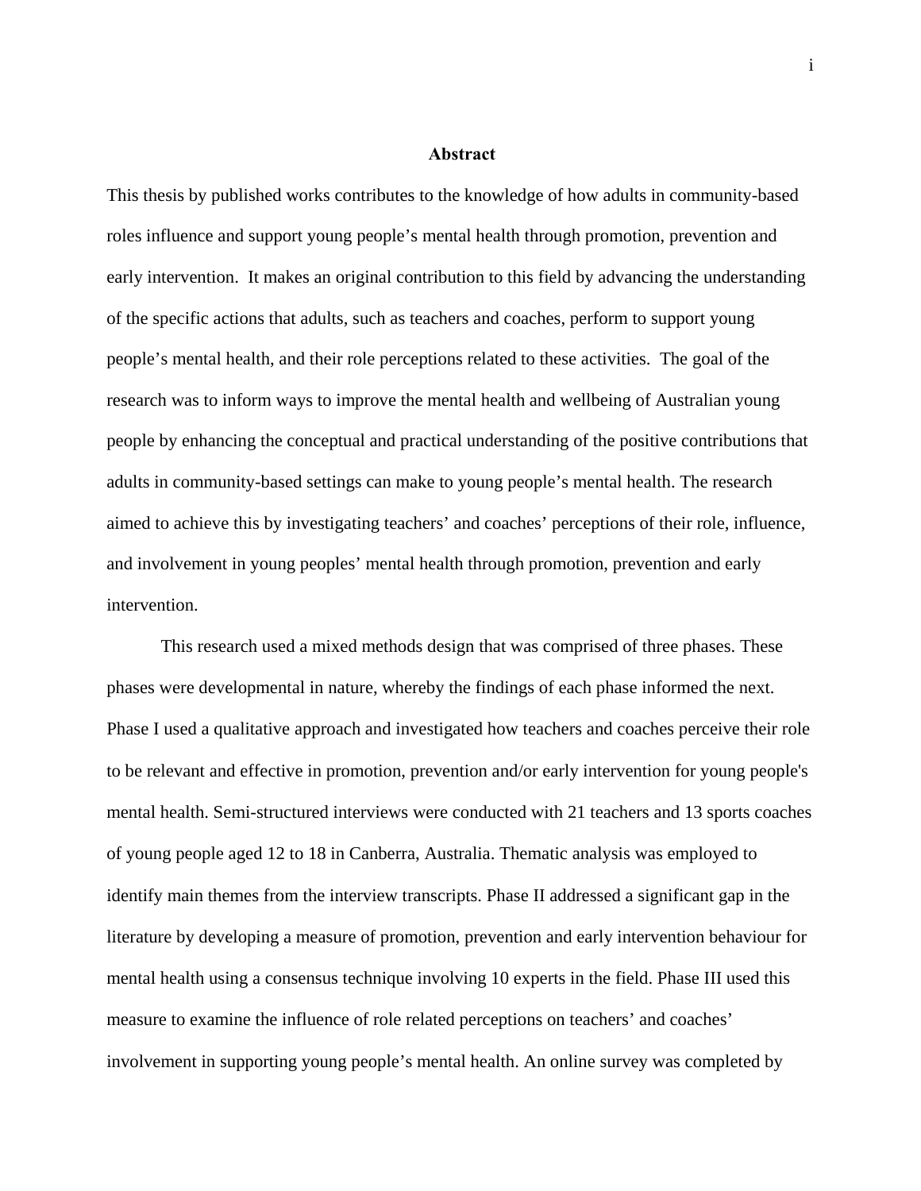## Abstract

This thesis by published works contributes to the knowledge of how adults in community-based roles influence and support young people's mental health through promotion, prevention and early intervention. It makes an original contribution to this field by advancing the understanding of the specific actions that adults, such as teachers and coaches, perform to support young people's mental health, and their role perceptions related to these activities. The goal of the research was to inform ways to improve the mental health and wellbeing of Australian young people by enhancing the conceptual and practical understanding of the positive contributions that adults in community-based settings can make to young people's mental health. The research aimed to achieve this by investigating teachers' and coaches' perceptions of their role, influence, and involvement in young peoples' mental health through promotion, prevention and early intervention.

This research used a mixed methods design that was comprised of three phases. These phases were developmental in nature, whereby the findings of each phase informed the next. Phase I used a qualitative approach and investigated how teachers and coaches perceive their role to be relevant and effective in promotion, prevention and/or early intervention for young people's mental health. Semi-structured interviews were conducted with 21 teachers and 13 sports coaches of young people aged 12 to 18 in Canberra, Australia. Thematic analysis was employed to identify main themes from the interview transcripts. Phase II addressed a significant gap in the literature by developing a measure of promotion, prevention and early intervention behaviour for mental health using a consensus technique involving 10 experts in the field. Phase III used this measure to examine the influence of role related perceptions on teachers' and coaches' involvement in supporting young people's mental health. An online survey was completed by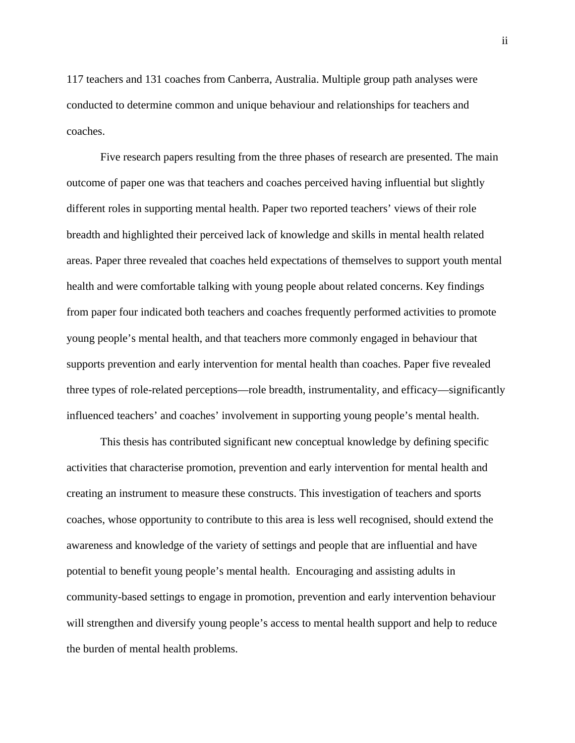117 teachers and 131 coaches from Canberra, Australia. Multiple group path analyses were conducted to determine common and unique behaviour and relationships for teachers and coaches.

Five research papers resulting from the three phases of research are presented. The main outcome of paper one was that teachers and coaches perceived having influential but slightly different roles in supporting mental health. Paper two reported teachers' views of their role breadth and highlighted their perceived lack of knowledge and skills in mental health related areas. Paper three revealed that coaches held expectations of themselves to support youth mental health and were comfortable talking with young people about related concerns. Key findings from paper four indicated both teachers and coaches frequently performed activities to promote young people's mental health, and that teachers more commonly engaged in behaviour that supports prevention and early intervention for mental health than coaches. Paper five revealed three types of role-related perceptions—role breadth, instrumentality, and efficacy—significantly influenced teachers' and coaches' involvement in supporting young people's mental health.

This thesis has contributed significant new conceptual knowledge by defining specific activities that characterise promotion, prevention and early intervention for mental health and creating an instrument to measure these constructs. This investigation of teachers and sports coaches, whose opportunity to contribute to this area is less well recognised, should extend the awareness and knowledge of the variety of settings and people that are influential and have potential to benefit young people's mental health. Encouraging and assisting adults in community-based settings to engage in promotion, prevention and early intervention behaviour will strengthen and diversify young people's access to mental health support and help to reduce the burden of mental health problems.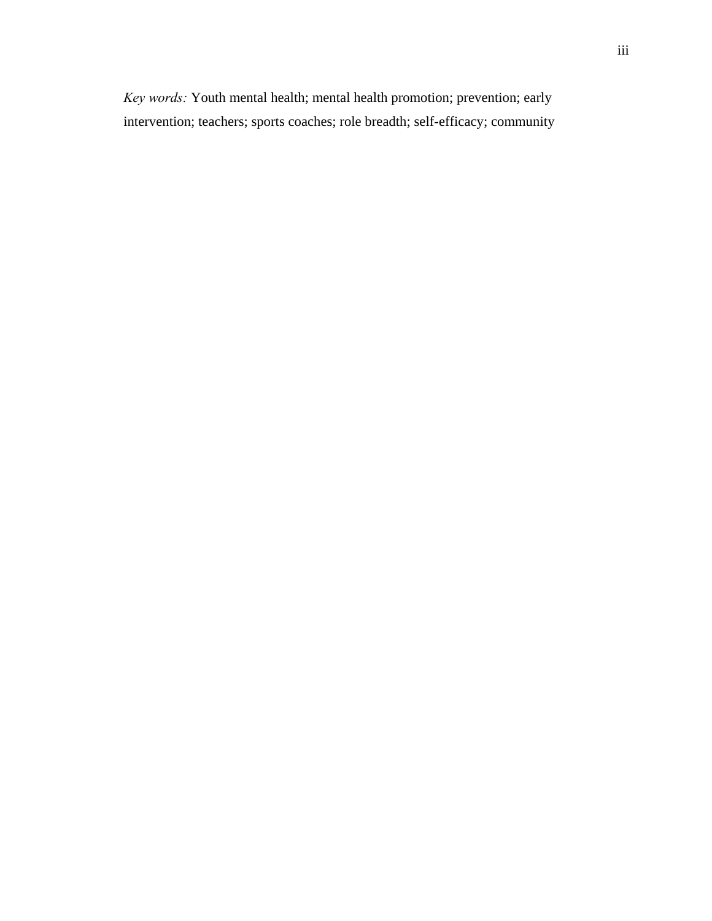*Key words:* Youth mental health; mental health promotion; prevention; early intervention; teachers; sports coaches; role breadth; self-efficacy; community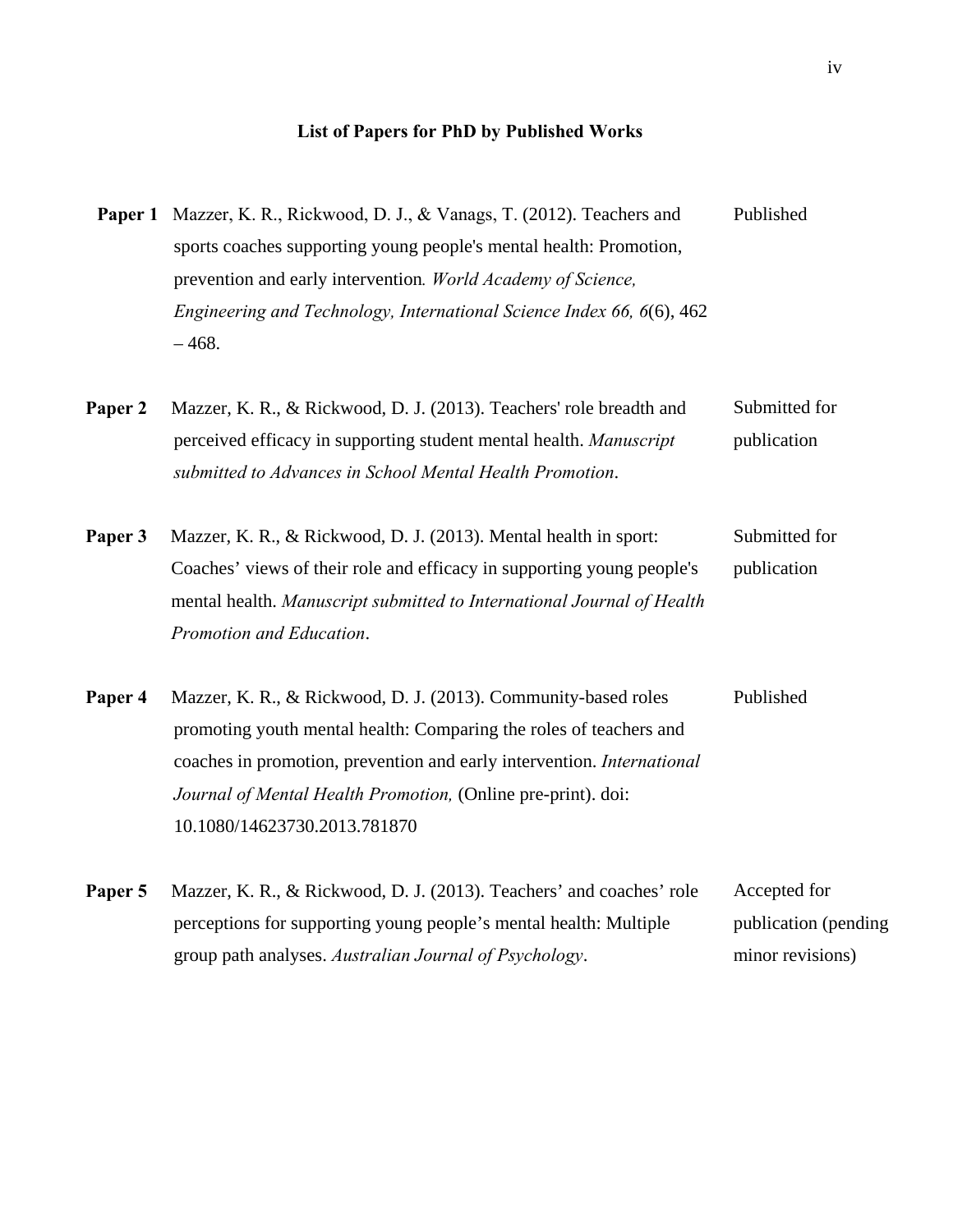## List of Papers for PhD by Published Works

| | | |
|---|---|---|
| **Paper 1** | Mazzer, K. R., Rickwood, D. J., & Vanags, T. (2012). Teachers and sports coaches supporting young people's mental health: Promotion, prevention and early intervention*. World Academy of Science, Engineering and Technology, International Science Index 66, 6*(6), 462 – 468. | Published |
| **Paper 2** | Mazzer, K. R., & Rickwood, D. J. (2013). Teachers' role breadth and perceived efficacy in supporting student mental health. *Manuscript submitted to Advances in School Mental Health Promotion*. | Submitted for publication |
| **Paper 3** | Mazzer, K. R., & Rickwood, D. J. (2013). Mental health in sport: Coaches' views of their role and efficacy in supporting young people's mental health. *Manuscript submitted to International Journal of Health Promotion and Education*. | Submitted for publication |
| **Paper 4** | Mazzer, K. R., & Rickwood, D. J. (2013). Community-based roles promoting youth mental health: Comparing the roles of teachers and coaches in promotion, prevention and early intervention. *International Journal of Mental Health Promotion,* (Online pre-print). doi: 10.1080/14623730.2013.781870 | Published |
| **Paper 5** | Mazzer, K. R., & Rickwood, D. J. (2013). Teachers' and coaches' role perceptions for supporting young people's mental health: Multiple group path analyses. *Australian Journal of Psychology*. | Accepted for publication (pending minor revisions) |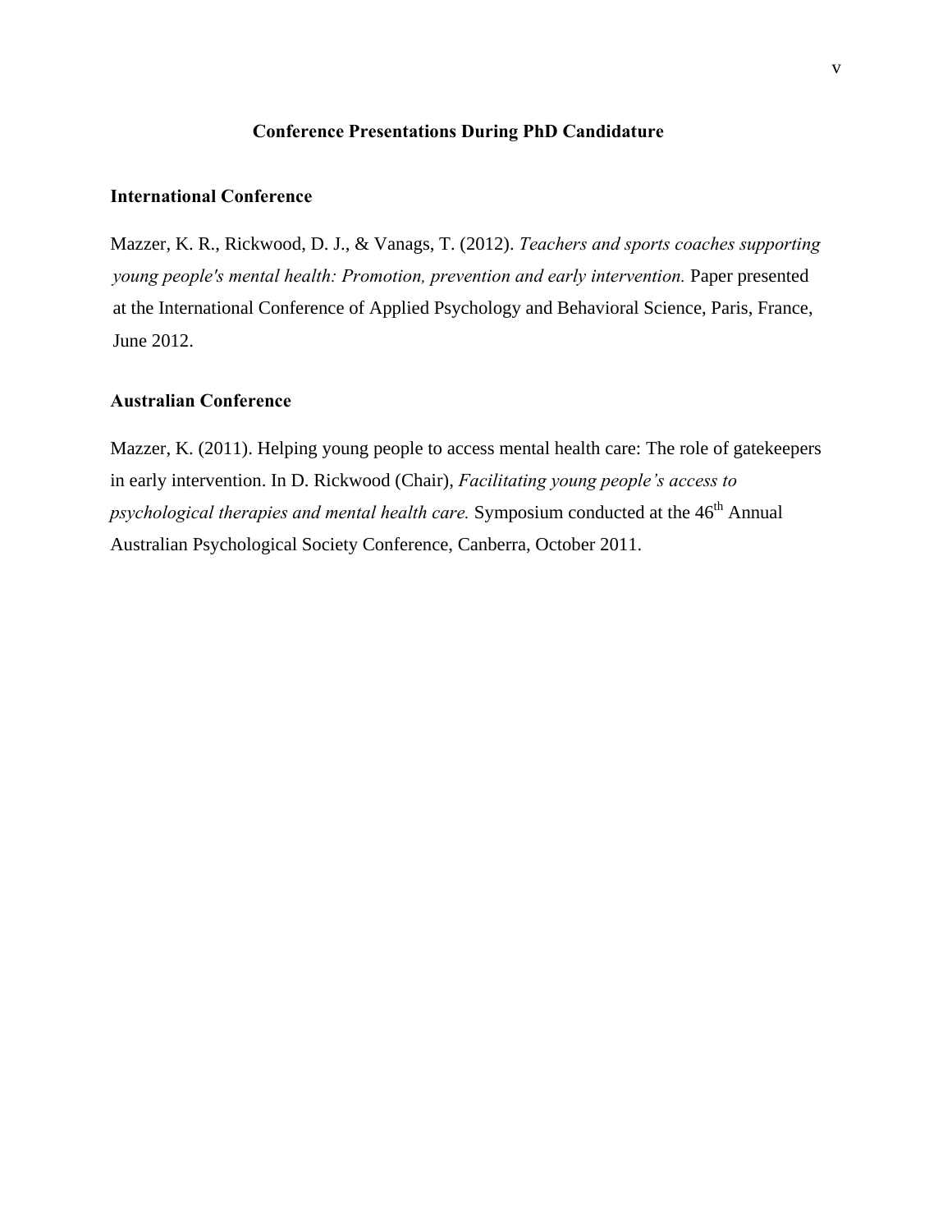# Conference Presentations During PhD Candidature

## International Conference

Mazzer, K. R., Rickwood, D. J., & Vanags, T. (2012). *Teachers and sports coaches supporting young people's mental health: Promotion, prevention and early intervention.* Paper presented at the International Conference of Applied Psychology and Behavioral Science, Paris, France, June 2012.

## Australian Conference

Mazzer, K. (2011). Helping young people to access mental health care: The role of gatekeepers in early intervention. In D. Rickwood (Chair), *Facilitating young people's access to psychological therapies and mental health care.* Symposium conducted at the 46th Annual Australian Psychological Society Conference, Canberra, October 2011.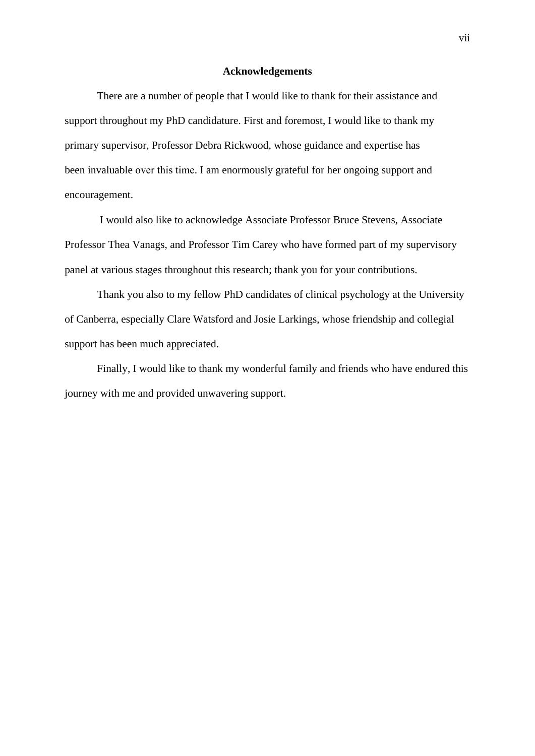## Acknowledgements

There are a number of people that I would like to thank for their assistance and support throughout my PhD candidature. First and foremost, I would like to thank my primary supervisor, Professor Debra Rickwood, whose guidance and expertise has been invaluable over this time. I am enormously grateful for her ongoing support and encouragement.

I would also like to acknowledge Associate Professor Bruce Stevens, Associate Professor Thea Vanags, and Professor Tim Carey who have formed part of my supervisory panel at various stages throughout this research; thank you for your contributions.

Thank you also to my fellow PhD candidates of clinical psychology at the University of Canberra, especially Clare Watsford and Josie Larkings, whose friendship and collegial support has been much appreciated.

Finally, I would like to thank my wonderful family and friends who have endured this journey with me and provided unwavering support.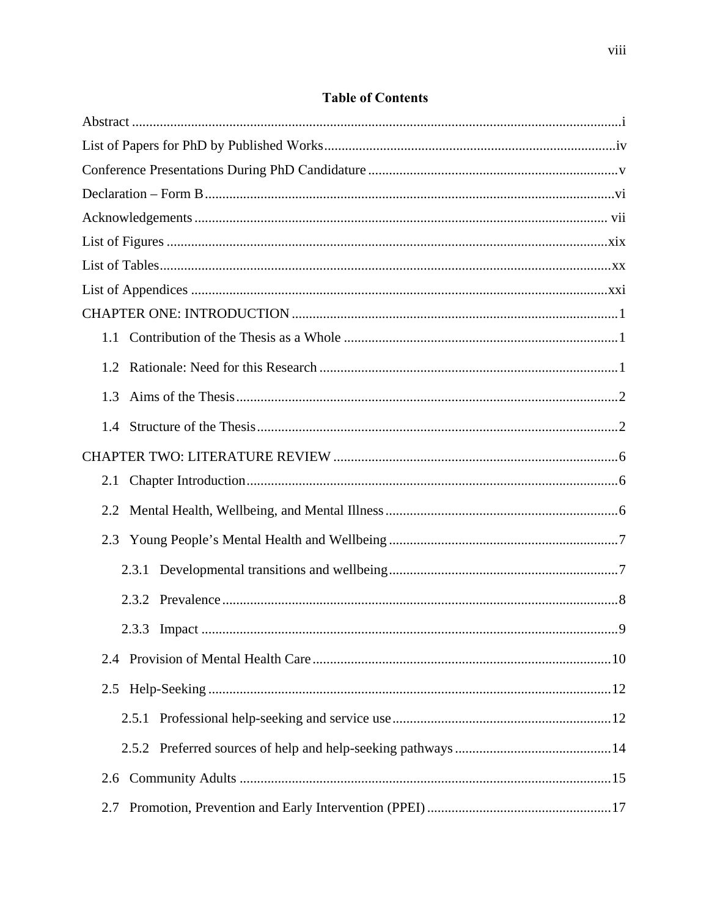# Table of Contents

Abstract ....................................................................................................................................i

List of Papers for PhD by Published Works ..................................................................................iv

Conference Presentations During PhD Candidature .......................................................................v

Declaration – Form B ....................................................................................................................vi

Acknowledgements ..................................................................................................................... vii

List of Figures .............................................................................................................................xix

List of Tables ................................................................................................................................xx

List of Appendices .......................................................................................................................xxi

CHAPTER ONE: INTRODUCTION .............................................................................................1

- 1.1 Contribution of the Thesis as a Whole ...............................................................................1
- 1.2 Rationale: Need for this Research .....................................................................................1
- 1.3 Aims of the Thesis .............................................................................................................2
- 1.4 Structure of the Thesis .......................................................................................................2

CHAPTER TWO: LITERATURE REVIEW .................................................................................6

- 2.1 Chapter Introduction ..........................................................................................................6
- 2.2 Mental Health, Wellbeing, and Mental Illness ...................................................................6
- 2.3 Young People's Mental Health and Wellbeing .................................................................7
    - 2.3.1 Developmental transitions and wellbeing ..................................................................7
    - 2.3.2 Prevalence .................................................................................................................8
    - 2.3.3 Impact .......................................................................................................................9
- 2.4 Provision of Mental Health Care .....................................................................................10
- 2.5 Help-Seeking ...................................................................................................................12
    - 2.5.1 Professional help-seeking and service use ...............................................................12
    - 2.5.2 Preferred sources of help and help-seeking pathways .............................................14
- 2.6 Community Adults ..........................................................................................................15
- 2.7 Promotion, Prevention and Early Intervention (PPEI) ....................................................17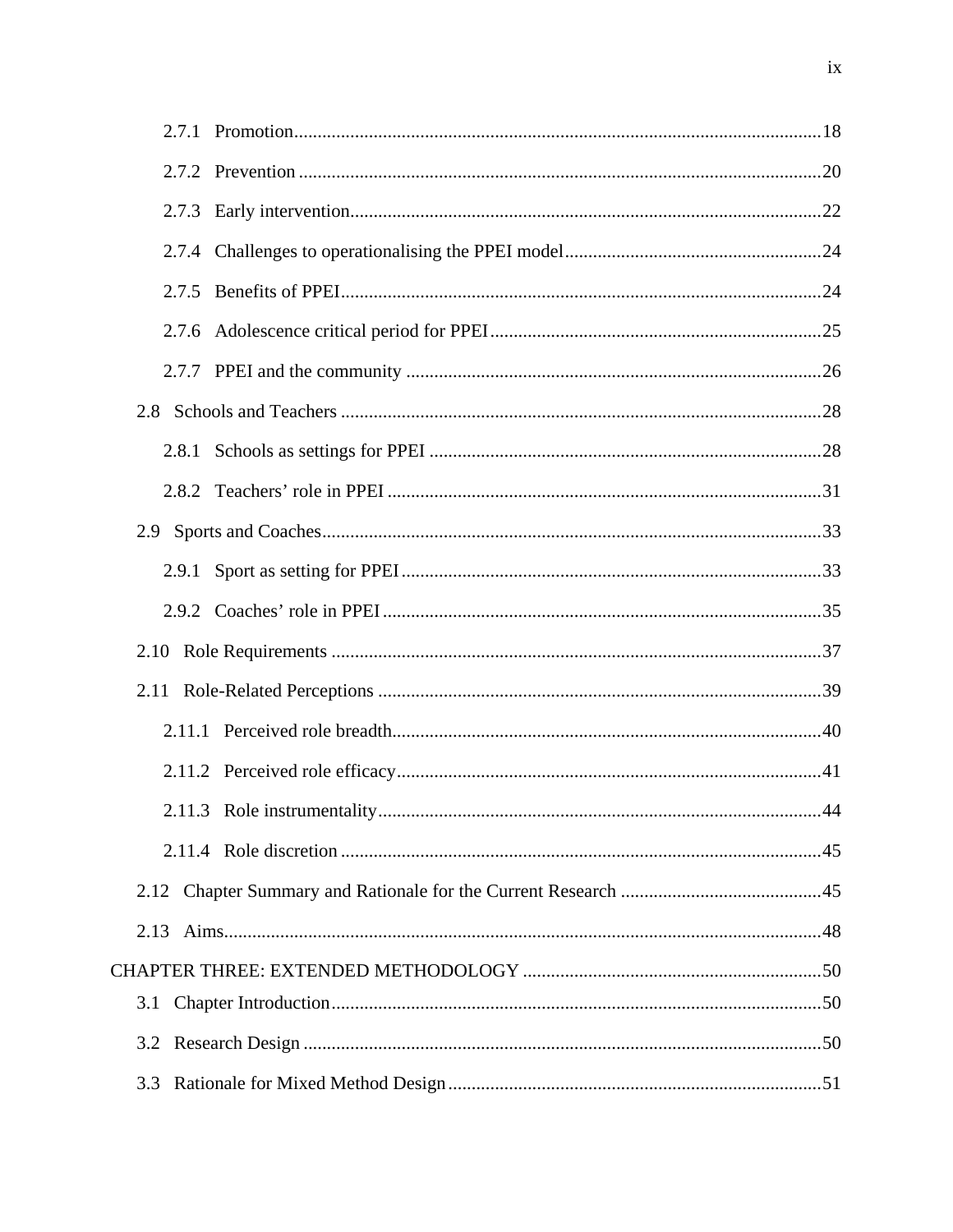2.7.1 Promotion ....................................................................................................18

2.7.2 Prevention ...................................................................................................20

2.7.3 Early intervention........................................................................................22

2.7.4 Challenges to operationalising the PPEI model..........................................24

2.7.5 Benefits of PPEI..........................................................................................24

2.7.6 Adolescence critical period for PPEI..........................................................25

2.7.7 PPEI and the community ............................................................................26

2.8 Schools and Teachers ..........................................................................................28

2.8.1 Schools as settings for PPEI .......................................................................28

2.8.2 Teachers' role in PPEI ................................................................................31

2.9 Sports and Coaches..............................................................................................33

2.9.1 Sport as setting for PPEI.............................................................................33

2.9.2 Coaches' role in PPEI .................................................................................35

2.10 Role Requirements ............................................................................................37

2.11 Role-Related Perceptions ..................................................................................39

2.11.1 Perceived role breadth..............................................................................40

2.11.2 Perceived role efficacy.............................................................................41

2.11.3 Role instrumentality.................................................................................44

2.11.4 Role discretion .........................................................................................45

2.12 Chapter Summary and Rationale for the Current Research ..............................45

2.13 Aims..................................................................................................................48

CHAPTER THREE: EXTENDED METHODOLOGY ..................................................50

3.1 Chapter Introduction............................................................................................50

3.2 Research Design ..................................................................................................50

3.3 Rationale for Mixed Method Design...................................................................51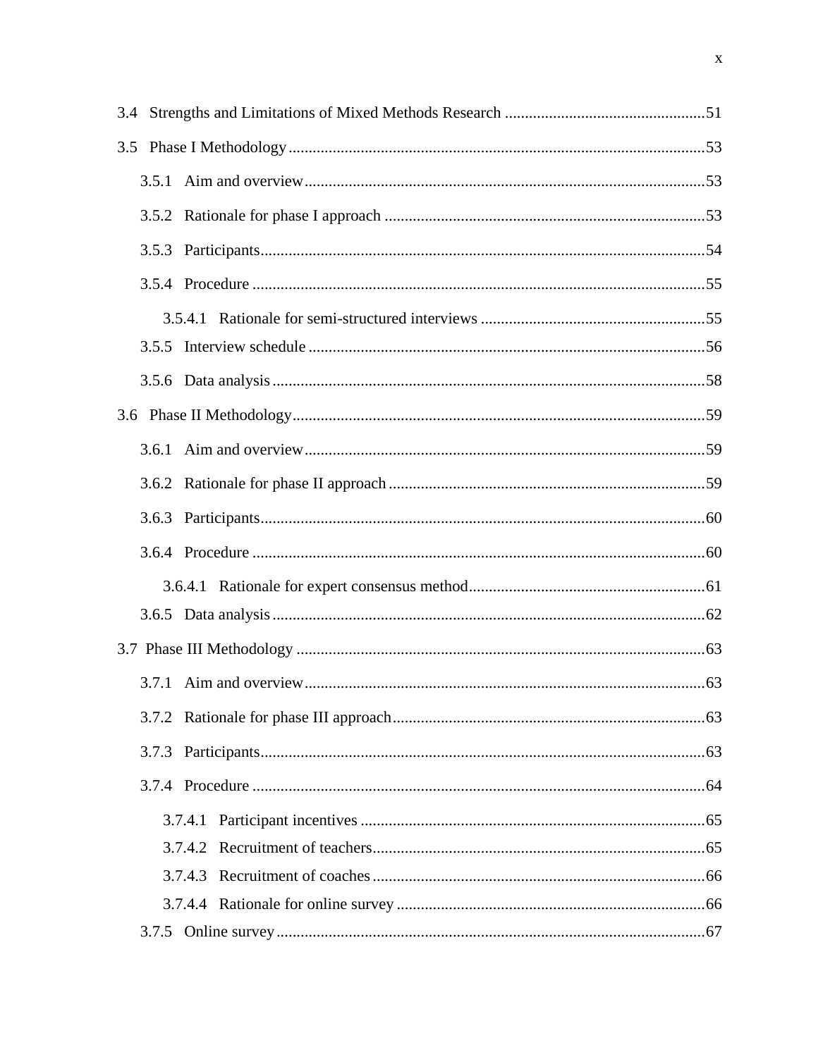3.4 Strengths and Limitations of Mixed Methods Research ..................................................51

3.5 Phase I Methodology.......................................................................................................53

3.5.1 Aim and overview...................................................................................................53

3.5.2 Rationale for phase I approach ...............................................................................53

3.5.3 Participants..............................................................................................................54

3.5.4 Procedure ................................................................................................................55

3.5.4.1 Rationale for semi-structured interviews ........................................................55

3.5.5 Interview schedule ..................................................................................................56

3.5.6 Data analysis ...........................................................................................................58

3.6 Phase II Methodology......................................................................................................59

3.6.1 Aim and overview...................................................................................................59

3.6.2 Rationale for phase II approach ..............................................................................59

3.6.3 Participants..............................................................................................................60

3.6.4 Procedure ................................................................................................................60

3.6.4.1 Rationale for expert consensus method...........................................................61

3.6.5 Data analysis ...........................................................................................................62

3.7 Phase III Methodology .....................................................................................................63

3.7.1 Aim and overview...................................................................................................63

3.7.2 Rationale for phase III approach.............................................................................63

3.7.3 Participants..............................................................................................................63

3.7.4 Procedure ................................................................................................................64

3.7.4.1 Participant incentives .....................................................................................65

3.7.4.2 Recruitment of teachers..................................................................................65

3.7.4.3 Recruitment of coaches ..................................................................................66

3.7.4.4 Rationale for online survey ............................................................................66

3.7.5 Online survey..........................................................................................................67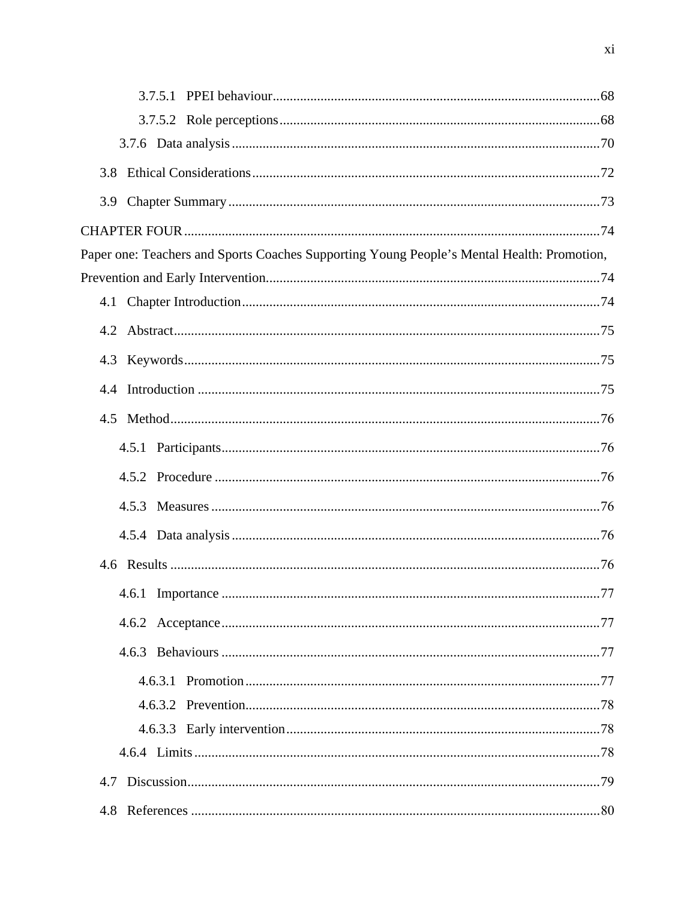3.7.5.1 PPEI behaviour ..... 68

3.7.5.2 Role perceptions ..... 68

3.7.6 Data analysis ..... 70

3.8 Ethical Considerations ..... 72

3.9 Chapter Summary ..... 73

CHAPTER FOUR ..... 74

Paper one: Teachers and Sports Coaches Supporting Young People's Mental Health: Promotion, Prevention and Early Intervention ..... 74

4.1 Chapter Introduction ..... 74

4.2 Abstract ..... 75

4.3 Keywords ..... 75

4.4 Introduction ..... 75

4.5 Method ..... 76

4.5.1 Participants ..... 76

4.5.2 Procedure ..... 76

4.5.3 Measures ..... 76

4.5.4 Data analysis ..... 76

4.6 Results ..... 76

4.6.1 Importance ..... 77

4.6.2 Acceptance ..... 77

4.6.3 Behaviours ..... 77

4.6.3.1 Promotion ..... 77

4.6.3.2 Prevention ..... 78

4.6.3.3 Early intervention ..... 78

4.6.4 Limits ..... 78

4.7 Discussion ..... 79

4.8 References ..... 80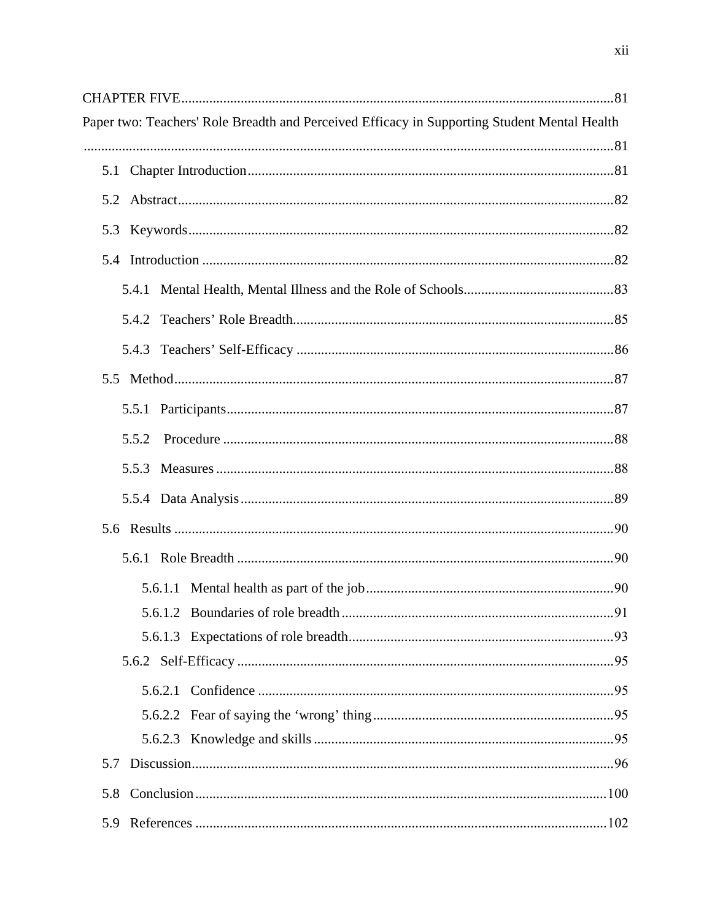CHAPTER FIVE.........................................................................................................................81

Paper two: Teachers' Role Breadth and Perceived Efficacy in Supporting Student Mental Health .......................................................................................................................................81

- 5.1 Chapter Introduction.......................................................................................................81
- 5.2 Abstract...........................................................................................................................82
- 5.3 Keywords........................................................................................................................82
- 5.4 Introduction ....................................................................................................................82
  - 5.4.1 Mental Health, Mental Illness and the Role of Schools..........................................83
  - 5.4.2 Teachers' Role Breadth..........................................................................................85
  - 5.4.3 Teachers' Self-Efficacy .........................................................................................86
- 5.5 Method............................................................................................................................87
  - 5.5.1 Participants.............................................................................................................87
  - 5.5.2 Procedure ..............................................................................................................88
  - 5.5.3 Measures ...............................................................................................................88
  - 5.5.4 Data Analysis.........................................................................................................89
- 5.6 Results ............................................................................................................................90
  - 5.6.1 Role Breadth ..........................................................................................................90
    - 5.6.1.1 Mental health as part of the job.......................................................................90
    - 5.6.1.2 Boundaries of role breadth..............................................................................91
    - 5.6.1.3 Expectations of role breadth...........................................................................93
  - 5.6.2 Self-Efficacy ..........................................................................................................95
    - 5.6.2.1 Confidence .....................................................................................................95
    - 5.6.2.2 Fear of saying the 'wrong' thing.....................................................................95
    - 5.6.2.3 Knowledge and skills .....................................................................................95
- 5.7 Discussion.......................................................................................................................96
- 5.8 Conclusion....................................................................................................................100
- 5.9 References ....................................................................................................................102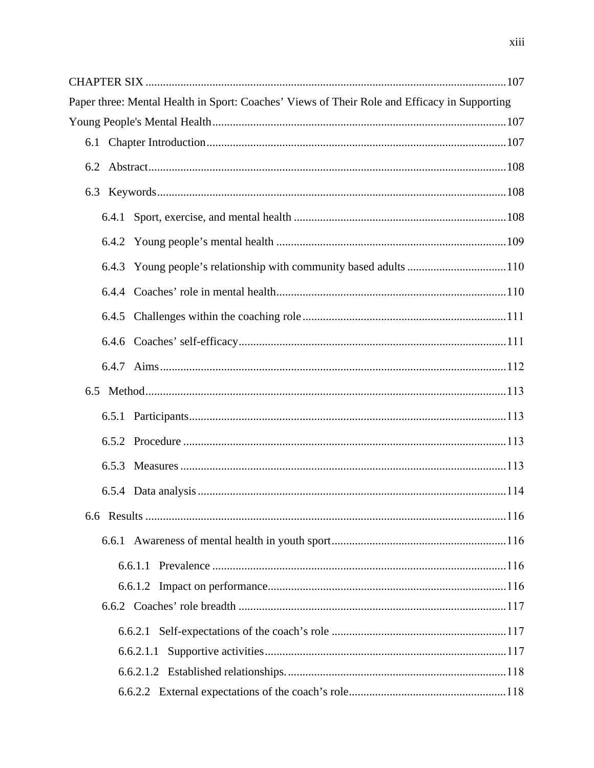CHAPTER SIX ........................................................................................................................ 107

Paper three: Mental Health in Sport: Coaches' Views of Their Role and Efficacy in Supporting Young People's Mental Health ........................................................................................ 107

6.1 Chapter Introduction ........................................................................................ 107

6.2 Abstract ........................................................................................................... 108

6.3 Keywords ........................................................................................................ 108

6.4.1 Sport, exercise, and mental health .......................................................... 108

6.4.2 Young people's mental health ................................................................. 109

6.4.3 Young people's relationship with community based adults ................... 110

6.4.4 Coaches' role in mental health ................................................................. 110

6.4.5 Challenges within the coaching role ....................................................... 111

6.4.6 Coaches' self-efficacy .............................................................................. 111

6.4.7 Aims ........................................................................................................ 112

6.5 Method ............................................................................................................ 113

6.5.1 Participants .............................................................................................. 113

6.5.2 Procedure ................................................................................................ 113

6.5.3 Measures ................................................................................................. 113

6.5.4 Data analysis ........................................................................................... 114

6.6 Results ............................................................................................................ 116

6.6.1 Awareness of mental health in youth sport ............................................. 116

6.6.1.1 Prevalence ........................................................................................ 116

6.6.1.2 Impact on performance ..................................................................... 116

6.6.2 Coaches' role breadth .............................................................................. 117

6.6.2.1 Self-expectations of the coach's role ................................................ 117

6.6.2.1.1 Supportive activities ..................................................................... 117

6.6.2.1.2 Established relationships. .............................................................. 118

6.6.2.2 External expectations of the coach's role ......................................... 118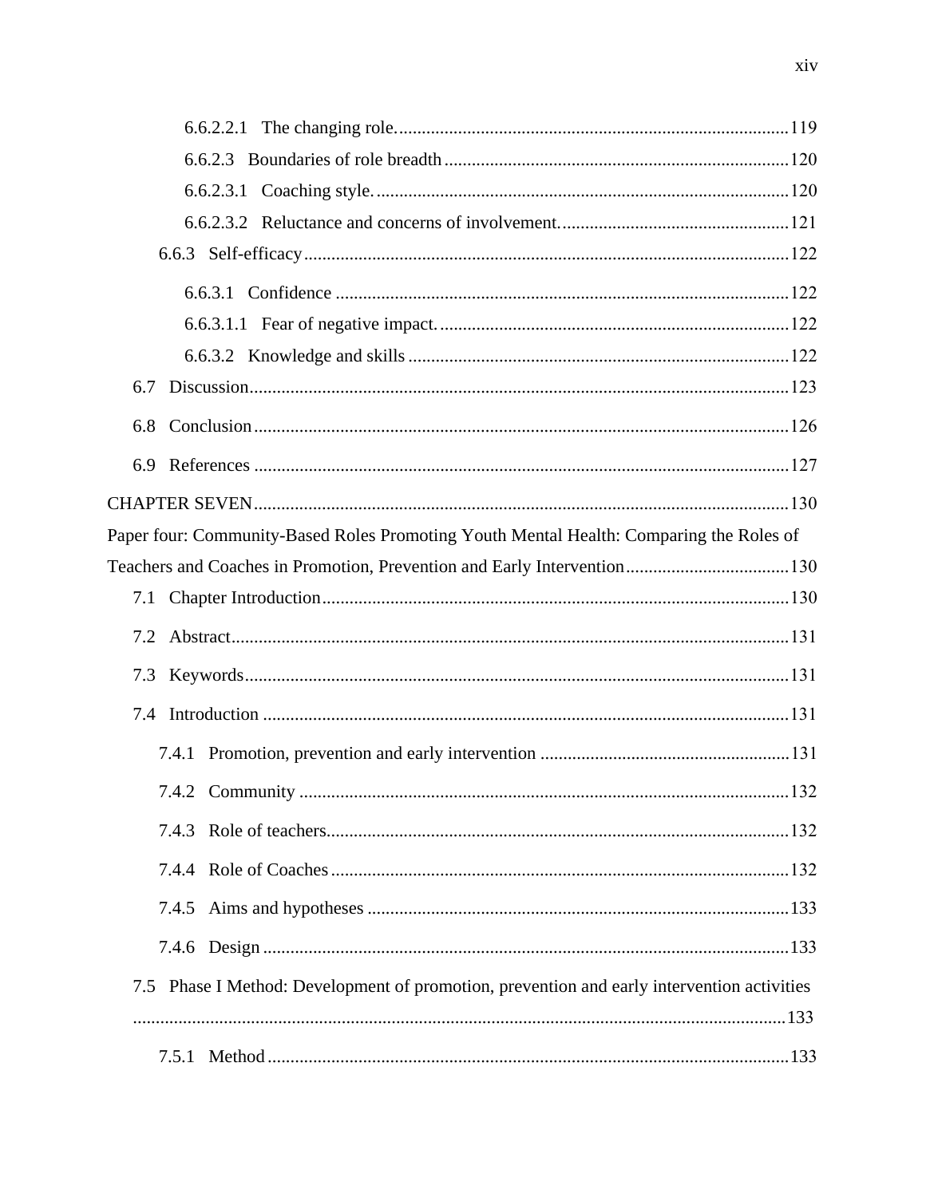6.6.2.2.1 The changing role. 119

6.6.2.3 Boundaries of role breadth 120

6.6.2.3.1 Coaching style. 120

6.6.2.3.2 Reluctance and concerns of involvement. 121

6.6.3 Self-efficacy 122

6.6.3.1 Confidence 122

6.6.3.1.1 Fear of negative impact. 122

6.6.3.2 Knowledge and skills 122

6.7 Discussion 123

6.8 Conclusion 126

6.9 References 127

CHAPTER SEVEN 130

Paper four: Community-Based Roles Promoting Youth Mental Health: Comparing the Roles of Teachers and Coaches in Promotion, Prevention and Early Intervention 130

7.1 Chapter Introduction 130

7.2 Abstract 131

7.3 Keywords 131

7.4 Introduction 131

7.4.1 Promotion, prevention and early intervention 131

7.4.2 Community 132

7.4.3 Role of teachers 132

7.4.4 Role of Coaches 132

7.4.5 Aims and hypotheses 133

7.4.6 Design 133

7.5 Phase I Method: Development of promotion, prevention and early intervention activities 133

7.5.1 Method 133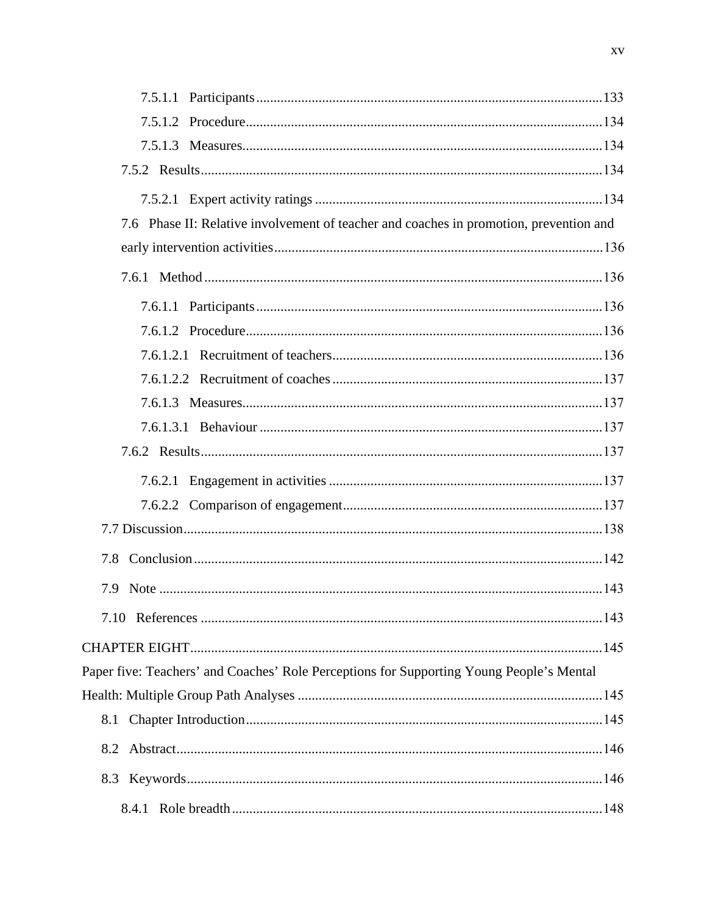7.5.1.1 Participants .......... 133

7.5.1.2 Procedure .......... 134

7.5.1.3 Measures .......... 134

7.5.2 Results .......... 134

7.5.2.1 Expert activity ratings .......... 134

7.6 Phase II: Relative involvement of teacher and coaches in promotion, prevention and early intervention activities .......... 136

7.6.1 Method .......... 136

7.6.1.1 Participants .......... 136

7.6.1.2 Procedure .......... 136

7.6.1.2.1 Recruitment of teachers .......... 136

7.6.1.2.2 Recruitment of coaches .......... 137

7.6.1.3 Measures .......... 137

7.6.1.3.1 Behaviour .......... 137

7.6.2 Results .......... 137

7.6.2.1 Engagement in activities .......... 137

7.6.2.2 Comparison of engagement .......... 137

7.7 Discussion .......... 138

7.8 Conclusion .......... 142

7.9 Note .......... 143

7.10 References .......... 143

CHAPTER EIGHT .......... 145

Paper five: Teachers' and Coaches' Role Perceptions for Supporting Young People's Mental Health: Multiple Group Path Analyses .......... 145

8.1 Chapter Introduction .......... 145

8.2 Abstract .......... 146

8.3 Keywords .......... 146

8.4.1 Role breadth .......... 148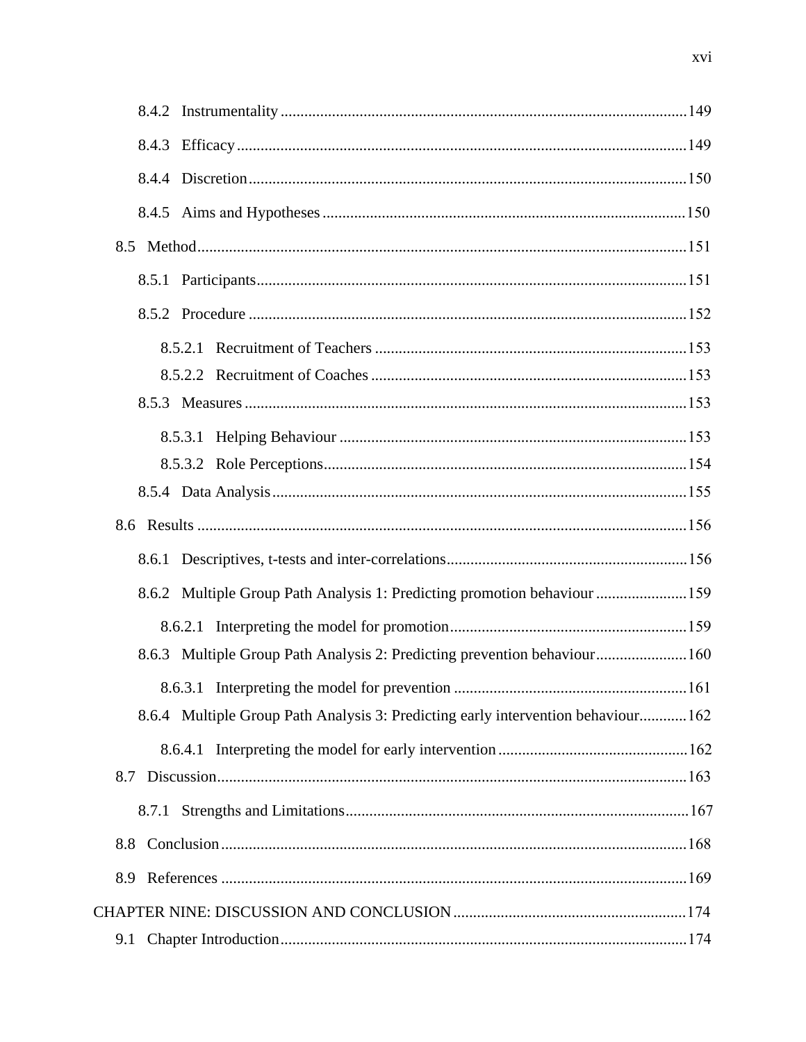8.4.2 Instrumentality ....................................................................................................149

8.4.3 Efficacy ...............................................................................................................149

8.4.4 Discretion ............................................................................................................150

8.4.5 Aims and Hypotheses ..........................................................................................150

8.5 Method ........................................................................................................................151

8.5.1 Participants ..........................................................................................................151

8.5.2 Procedure ............................................................................................................152

8.5.2.1 Recruitment of Teachers .............................................................................153

8.5.2.2 Recruitment of Coaches ..............................................................................153

8.5.3 Measures .............................................................................................................153

8.5.3.1 Helping Behaviour ......................................................................................153

8.5.3.2 Role Perceptions ..........................................................................................154

8.5.4 Data Analysis ......................................................................................................155

8.6 Results ........................................................................................................................156

8.6.1 Descriptives, t-tests and inter-correlations ...........................................................156

8.6.2 Multiple Group Path Analysis 1: Predicting promotion behaviour .....................159

8.6.2.1 Interpreting the model for promotion ..........................................................159

8.6.3 Multiple Group Path Analysis 2: Predicting prevention behaviour .....................160

8.6.3.1 Interpreting the model for prevention .........................................................161

8.6.4 Multiple Group Path Analysis 3: Predicting early intervention behaviour ...........162

8.6.4.1 Interpreting the model for early intervention ..............................................162

8.7 Discussion ...................................................................................................................163

8.7.1 Strengths and Limitations ....................................................................................167

8.8 Conclusion ..................................................................................................................168

8.9 References ..................................................................................................................169

CHAPTER NINE: DISCUSSION AND CONCLUSION ..........................................................174

9.1 Chapter Introduction ...................................................................................................174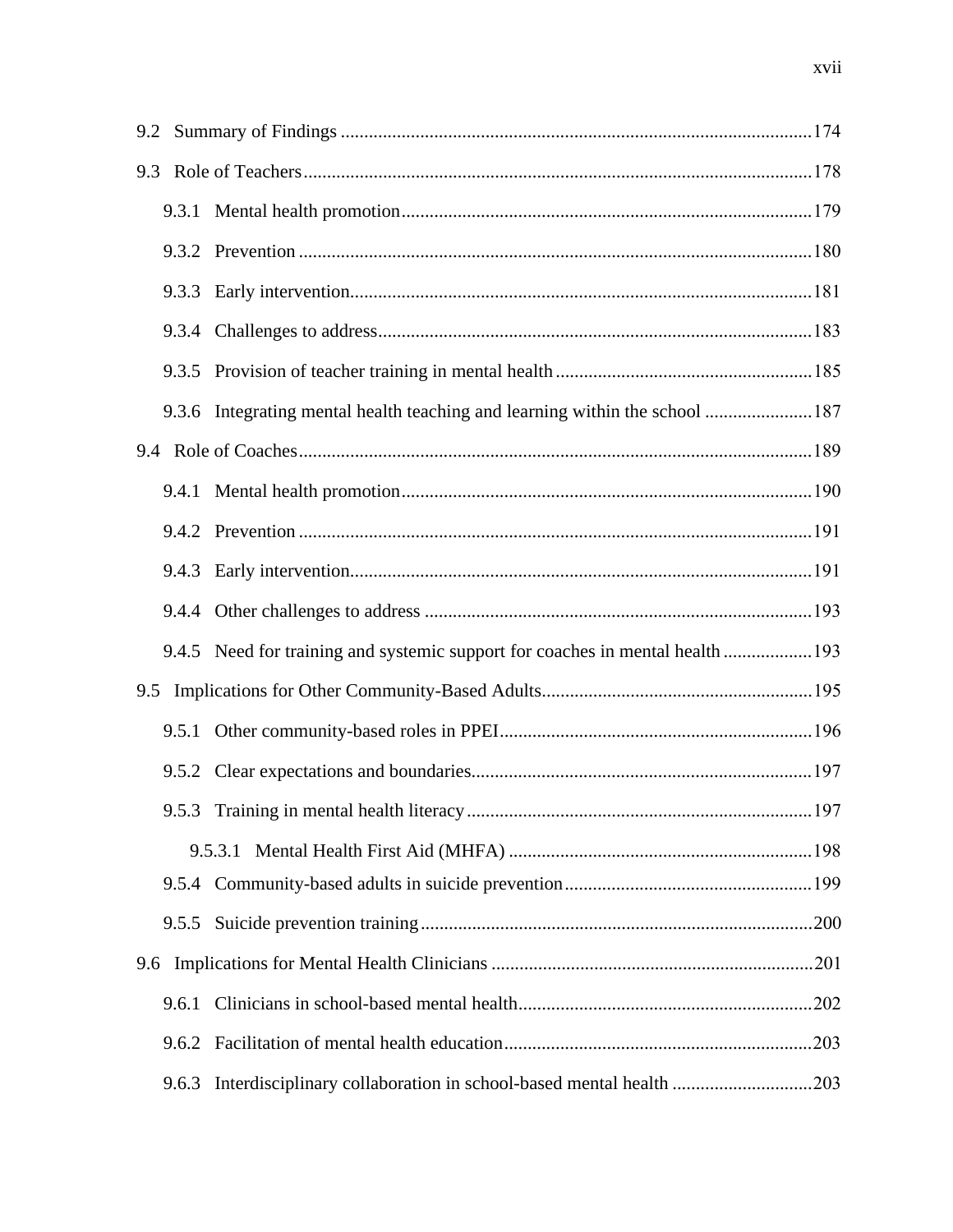9.2 Summary of Findings ....................................................................................................174

9.3 Role of Teachers............................................................................................................178

9.3.1 Mental health promotion.......................................................................................179

9.3.2 Prevention .............................................................................................................180

9.3.3 Early intervention..................................................................................................181

9.3.4 Challenges to address............................................................................................183

9.3.5 Provision of teacher training in mental health......................................................185

9.3.6 Integrating mental health teaching and learning within the school .......................187

9.4 Role of Coaches.............................................................................................................189

9.4.1 Mental health promotion.......................................................................................190

9.4.2 Prevention .............................................................................................................191

9.4.3 Early intervention..................................................................................................191

9.4.4 Other challenges to address ..................................................................................193

9.4.5 Need for training and systemic support for coaches in mental health ...................193

9.5 Implications for Other Community-Based Adults.........................................................195

9.5.1 Other community-based roles in PPEI..................................................................196

9.5.2 Clear expectations and boundaries........................................................................197

9.5.3 Training in mental health literacy.........................................................................197

9.5.3.1 Mental Health First Aid (MHFA) ................................................................198

9.5.4 Community-based adults in suicide prevention.....................................................199

9.5.5 Suicide prevention training...................................................................................200

9.6 Implications for Mental Health Clinicians ....................................................................201

9.6.1 Clinicians in school-based mental health..............................................................202

9.6.2 Facilitation of mental health education.................................................................203

9.6.3 Interdisciplinary collaboration in school-based mental health .............................203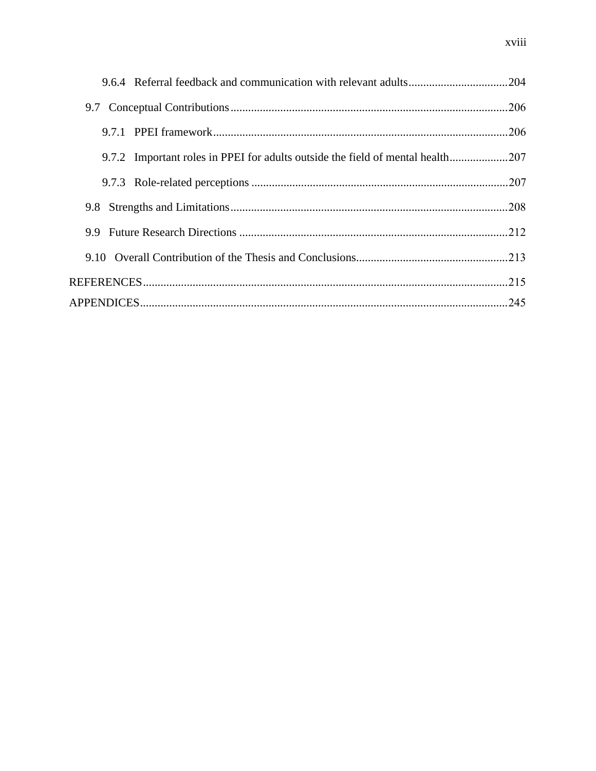9.6.4 Referral feedback and communication with relevant adults .................................. 204

9.7 Conceptual Contributions .............................................................................................. 206

9.7.1 PPEI framework .................................................................................................... 206

9.7.2 Important roles in PPEI for adults outside the field of mental health .................... 207

9.7.3 Role-related perceptions ....................................................................................... 207

9.8 Strengths and Limitations .............................................................................................. 208

9.9 Future Research Directions ........................................................................................... 212

9.10 Overall Contribution of the Thesis and Conclusions ................................................... 213

REFERENCES ........................................................................................................................... 215

APPENDICES ............................................................................................................................ 245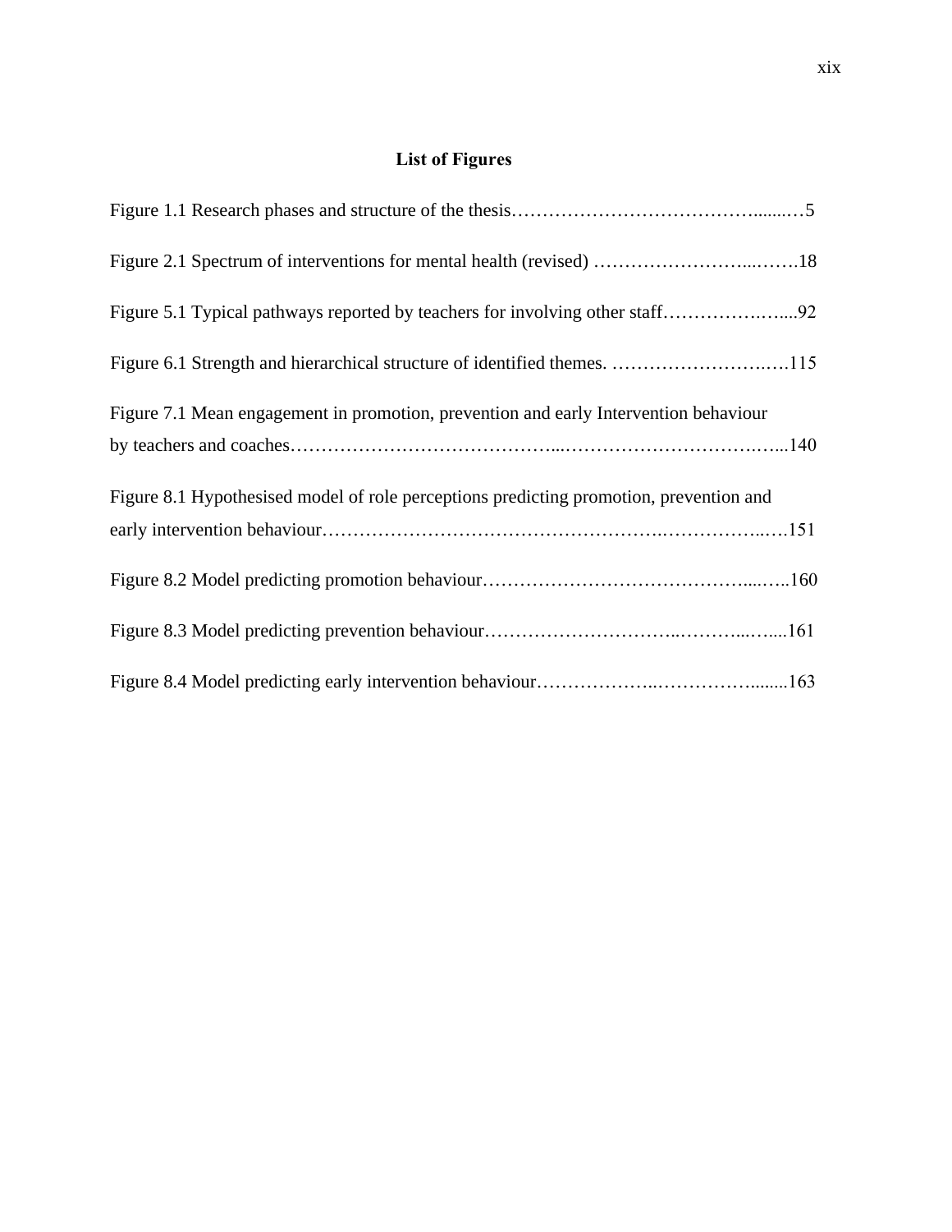## List of Figures

Figure 1.1 Research phases and structure of the thesis……………………………………........…5

Figure 2.1 Spectrum of interventions for mental health (revised) ……………………...…….18

Figure 5.1 Typical pathways reported by teachers for involving other staff……………..…....92

Figure 6.1 Strength and hierarchical structure of identified themes. ……………………..….115

Figure 7.1 Mean engagement in promotion, prevention and early Intervention behaviour by teachers and coaches…………………………………....……………………………..…...140

Figure 8.1 Hypothesised model of role perceptions predicting promotion, prevention and early intervention behaviour…………………………………………….……………..….151

Figure 8.2 Model predicting promotion behaviour…………………………………….....…..160

Figure 8.3 Model predicting prevention behaviour…………………………..………...…....161

Figure 8.4 Model predicting early intervention behaviour………………..……………........163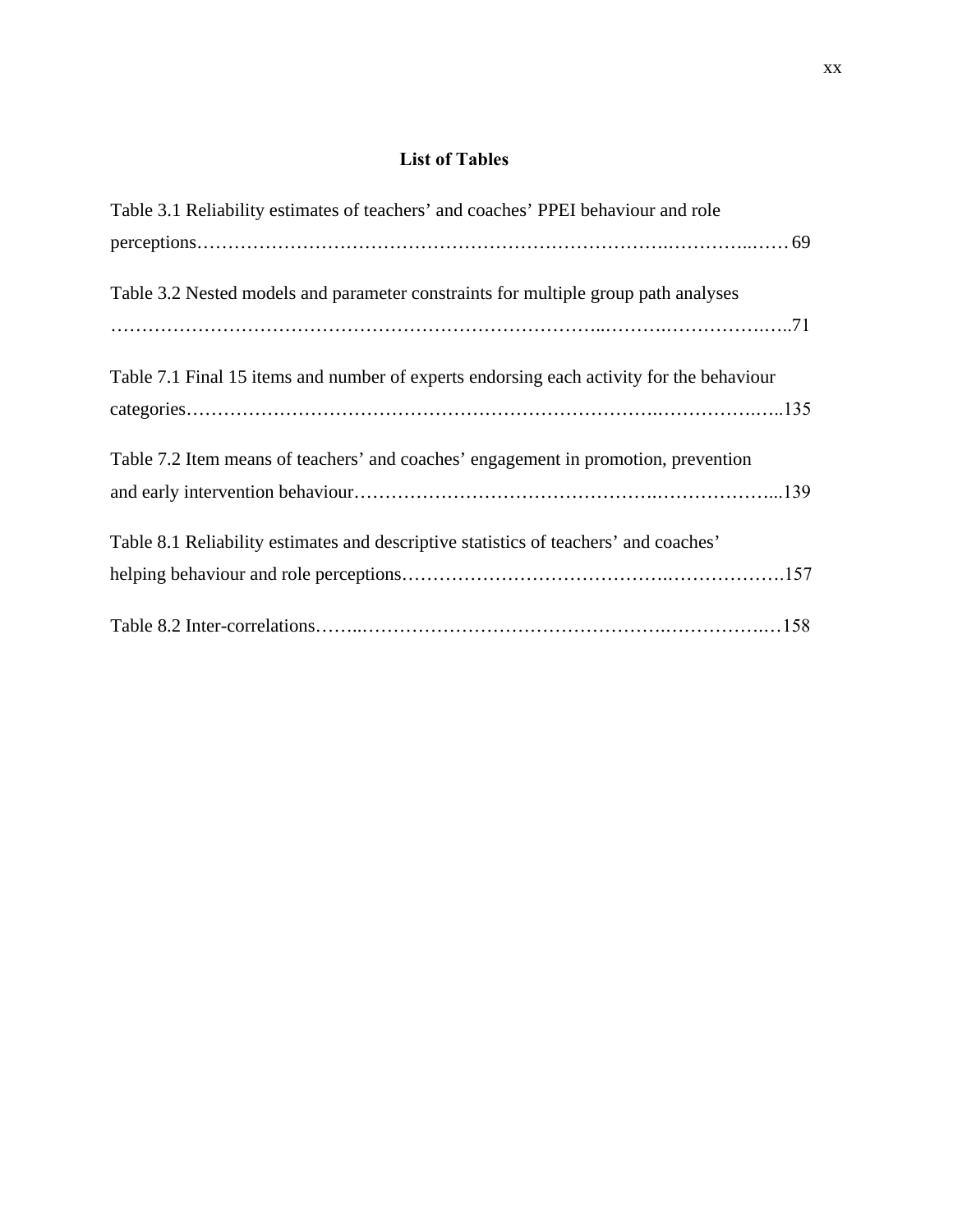## List of Tables

Table 3.1 Reliability estimates of teachers' and coaches' PPEI behaviour and role perceptions……………………………………………………………………..…………..…… 69

Table 3.2 Nested models and parameter constraints for multiple group path analyses ……………………………………………………………………...……….……………….…..71

Table 7.1 Final 15 items and number of experts endorsing each activity for the behaviour categories……………………………………………………………………..…………….…..135

Table 7.2 Item means of teachers' and coaches' engagement in promotion, prevention and early intervention behaviour………………………………………..………………...139

Table 8.1 Reliability estimates and descriptive statistics of teachers' and coaches' helping behaviour and role perceptions…………………………………..……………….157

Table 8.2 Inter-correlations……..………………………………………….…………….…158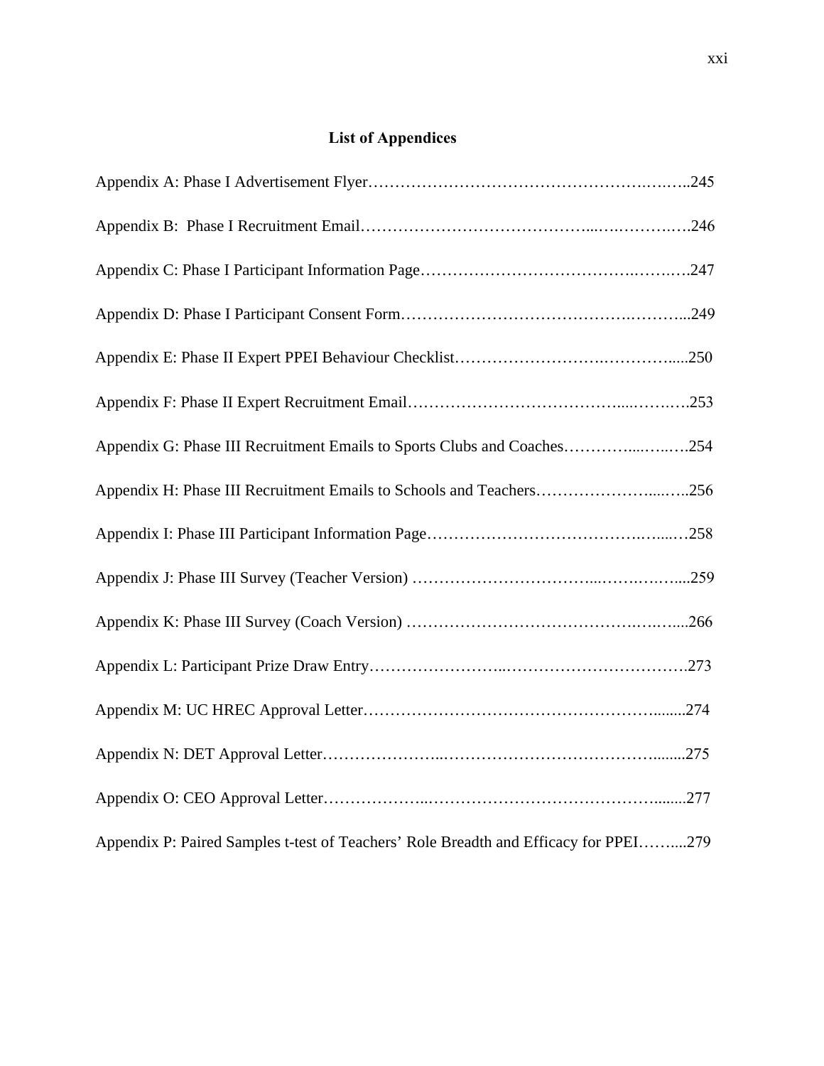# List of Appendices

Appendix A: Phase I Advertisement Flyer……………………………………………….…….245

Appendix B: Phase I Recruitment Email……………………………………..….………….246

Appendix C: Phase I Participant Information Page………………………………….…….247

Appendix D: Phase I Participant Consent Form…………………………………….………..249

Appendix E: Phase II Expert PPEI Behaviour Checklist……………………….………….....250

Appendix F: Phase II Expert Recruitment Email………………………………....…….….253

Appendix G: Phase III Recruitment Emails to Sports Clubs and Coaches…………...…..….254

Appendix H: Phase III Recruitment Emails to Schools and Teachers…………………....…..256

Appendix I: Phase III Participant Information Page………………………………….…...…258

Appendix J: Phase III Survey (Teacher Version) …………………………...…….….…...259

Appendix K: Phase III Survey (Coach Version) ……………………………………….….…...266

Appendix L: Participant Prize Draw Entry……………………..…………………………….273

Appendix M: UC HREC Approval Letter……………………………………………….......274

Appendix N: DET Approval Letter…………………...………………………………….......275

Appendix O: CEO Approval Letter………………..……………………………………........277

Appendix P: Paired Samples t-test of Teachers' Role Breadth and Efficacy for PPEI……....279